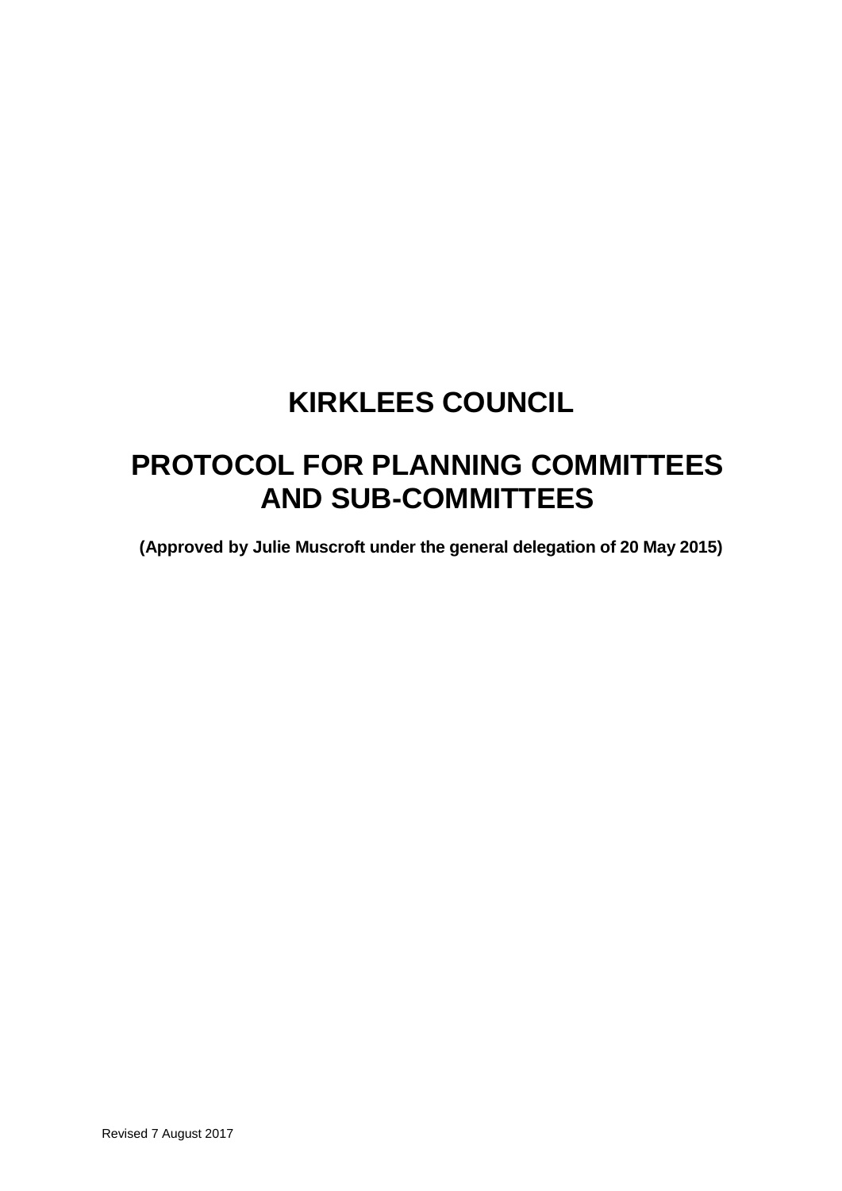# KIRKLEES COUNCIL

# PROTOCOL FOR PLANNING COMMITTEES AND SUB-COMMITTEES

**(Approved by Julie Muscroft under the general delegation of 20 May 2015)**

Revised 7 August 2017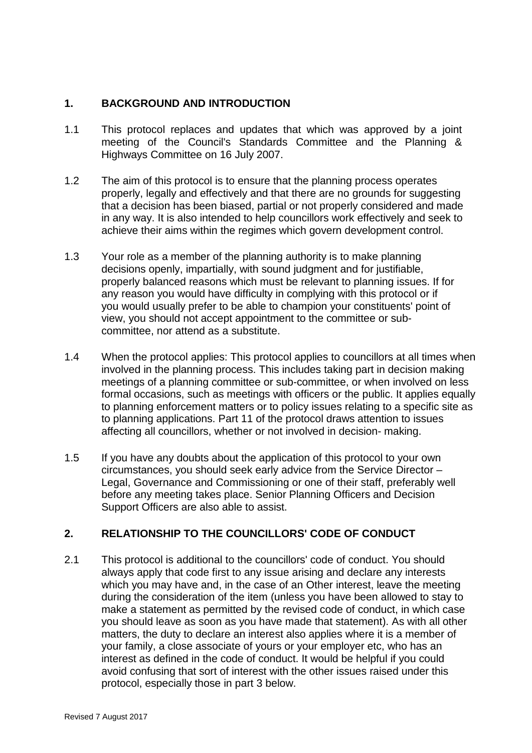## 1. BACKGROUND AND INTRODUCTION

1.1 This protocol replaces and updates that which was approved by a joint meeting of the Council's Standards Committee and the Planning & Highways Committee on 16 July 2007.

1.2 The aim of this protocol is to ensure that the planning process operates properly, legally and effectively and that there are no grounds for suggesting that a decision has been biased, partial or not properly considered and made in any way. It is also intended to help councillors work effectively and seek to achieve their aims within the regimes which govern development control.

1.3 Your role as a member of the planning authority is to make planning decisions openly, impartially, with sound judgment and for justifiable, properly balanced reasons which must be relevant to planning issues. If for any reason you would have difficulty in complying with this protocol or if you would usually prefer to be able to champion your constituents' point of view, you should not accept appointment to the committee or sub-committee, nor attend as a substitute.

1.4 When the protocol applies: This protocol applies to councillors at all times when involved in the planning process. This includes taking part in decision making meetings of a planning committee or sub-committee, or when involved on less formal occasions, such as meetings with officers or the public. It applies equally to planning enforcement matters or to policy issues relating to a specific site as to planning applications. Part 11 of the protocol draws attention to issues affecting all councillors, whether or not involved in decision- making.

1.5 If you have any doubts about the application of this protocol to your own circumstances, you should seek early advice from the Service Director – Legal, Governance and Commissioning or one of their staff, preferably well before any meeting takes place. Senior Planning Officers and Decision Support Officers are also able to assist.

## 2. RELATIONSHIP TO THE COUNCILLORS' CODE OF CONDUCT

2.1 This protocol is additional to the councillors' code of conduct. You should always apply that code first to any issue arising and declare any interests which you may have and, in the case of an Other interest, leave the meeting during the consideration of the item (unless you have been allowed to stay to make a statement as permitted by the revised code of conduct, in which case you should leave as soon as you have made that statement). As with all other matters, the duty to declare an interest also applies where it is a member of your family, a close associate of yours or your employer etc, who has an interest as defined in the code of conduct. It would be helpful if you could avoid confusing that sort of interest with the other issues raised under this protocol, especially those in part 3 below.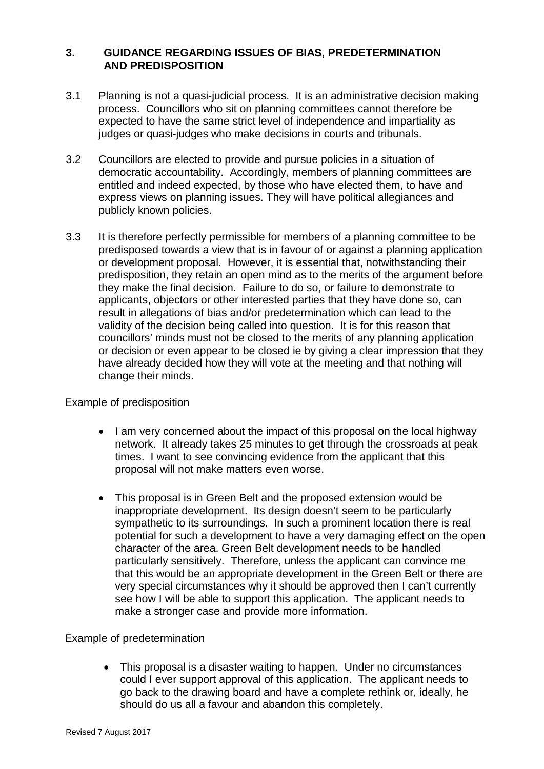## 3. GUIDANCE REGARDING ISSUES OF BIAS, PREDETERMINATION AND PREDISPOSITION

3.1 Planning is not a quasi-judicial process. It is an administrative decision making process. Councillors who sit on planning committees cannot therefore be expected to have the same strict level of independence and impartiality as judges or quasi-judges who make decisions in courts and tribunals.

3.2 Councillors are elected to provide and pursue policies in a situation of democratic accountability. Accordingly, members of planning committees are entitled and indeed expected, by those who have elected them, to have and express views on planning issues. They will have political allegiances and publicly known policies.

3.3 It is therefore perfectly permissible for members of a planning committee to be predisposed towards a view that is in favour of or against a planning application or development proposal. However, it is essential that, notwithstanding their predisposition, they retain an open mind as to the merits of the argument before they make the final decision. Failure to do so, or failure to demonstrate to applicants, objectors or other interested parties that they have done so, can result in allegations of bias and/or predetermination which can lead to the validity of the decision being called into question. It is for this reason that councillors' minds must not be closed to the merits of any planning application or decision or even appear to be closed ie by giving a clear impression that they have already decided how they will vote at the meeting and that nothing will change their minds.

Example of predisposition

- I am very concerned about the impact of this proposal on the local highway network. It already takes 25 minutes to get through the crossroads at peak times. I want to see convincing evidence from the applicant that this proposal will not make matters even worse.

- This proposal is in Green Belt and the proposed extension would be inappropriate development. Its design doesn't seem to be particularly sympathetic to its surroundings. In such a prominent location there is real potential for such a development to have a very damaging effect on the open character of the area. Green Belt development needs to be handled particularly sensitively. Therefore, unless the applicant can convince me that this would be an appropriate development in the Green Belt or there are very special circumstances why it should be approved then I can't currently see how I will be able to support this application. The applicant needs to make a stronger case and provide more information.

Example of predetermination

- This proposal is a disaster waiting to happen. Under no circumstances could I ever support approval of this application. The applicant needs to go back to the drawing board and have a complete rethink or, ideally, he should do us all a favour and abandon this completely.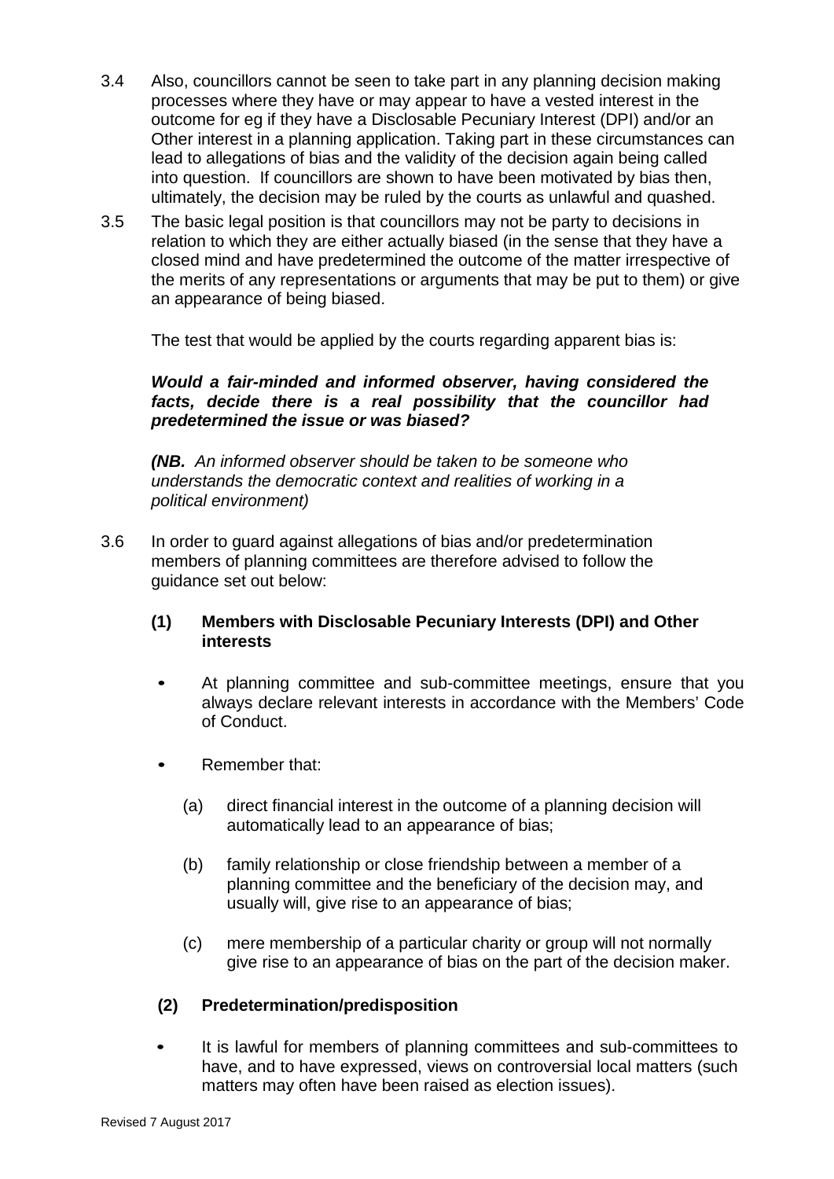3.4 Also, councillors cannot be seen to take part in any planning decision making processes where they have or may appear to have a vested interest in the outcome for eg if they have a Disclosable Pecuniary Interest (DPI) and/or an Other interest in a planning application. Taking part in these circumstances can lead to allegations of bias and the validity of the decision again being called into question. If councillors are shown to have been motivated by bias then, ultimately, the decision may be ruled by the courts as unlawful and quashed.

3.5 The basic legal position is that councillors may not be party to decisions in relation to which they are either actually biased (in the sense that they have a closed mind and have predetermined the outcome of the matter irrespective of the merits of any representations or arguments that may be put to them) or give an appearance of being biased.

The test that would be applied by the courts regarding apparent bias is:

***Would a fair-minded and informed observer, having considered the facts, decide there is a real possibility that the councillor had predetermined the issue or was biased?***

*(**NB.** An informed observer should be taken to be someone who understands the democratic context and realities of working in a political environment)*

3.6 In order to guard against allegations of bias and/or predetermination members of planning committees are therefore advised to follow the guidance set out below:

**(1) Members with Disclosable Pecuniary Interests (DPI) and Other interests**

- At planning committee and sub-committee meetings, ensure that you always declare relevant interests in accordance with the Members' Code of Conduct.
- Remember that:
  - (a) direct financial interest in the outcome of a planning decision will automatically lead to an appearance of bias;
  - (b) family relationship or close friendship between a member of a planning committee and the beneficiary of the decision may, and usually will, give rise to an appearance of bias;
  - (c) mere membership of a particular charity or group will not normally give rise to an appearance of bias on the part of the decision maker.

**(2) Predetermination/predisposition**

- It is lawful for members of planning committees and sub-committees to have, and to have expressed, views on controversial local matters (such matters may often have been raised as election issues).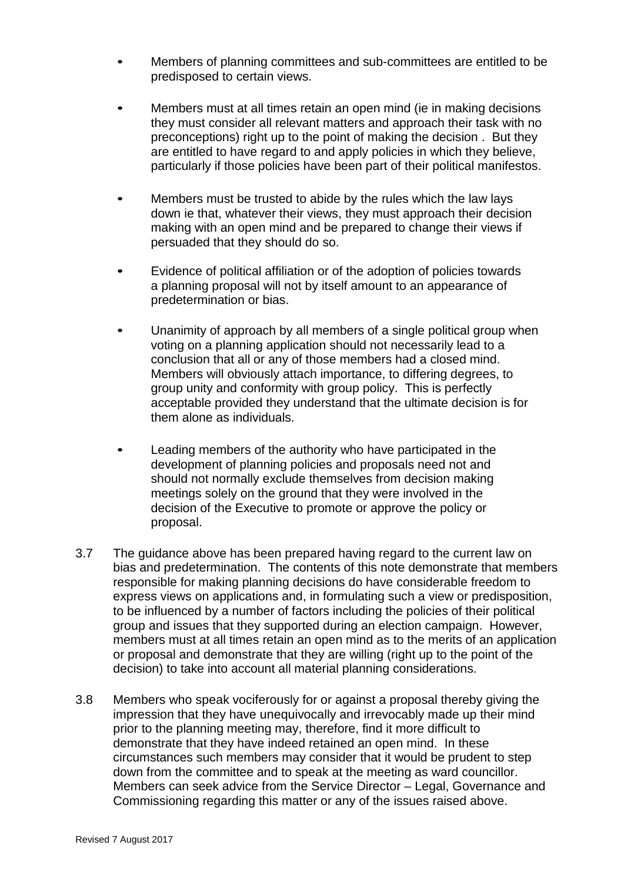- Members of planning committees and sub-committees are entitled to be predisposed to certain views.

- Members must at all times retain an open mind (ie in making decisions they must consider all relevant matters and approach their task with no preconceptions) right up to the point of making the decision . But they are entitled to have regard to and apply policies in which they believe, particularly if those policies have been part of their political manifestos.

- Members must be trusted to abide by the rules which the law lays down ie that, whatever their views, they must approach their decision making with an open mind and be prepared to change their views if persuaded that they should do so.

- Evidence of political affiliation or of the adoption of policies towards a planning proposal will not by itself amount to an appearance of predetermination or bias.

- Unanimity of approach by all members of a single political group when voting on a planning application should not necessarily lead to a conclusion that all or any of those members had a closed mind. Members will obviously attach importance, to differing degrees, to group unity and conformity with group policy. This is perfectly acceptable provided they understand that the ultimate decision is for them alone as individuals.

- Leading members of the authority who have participated in the development of planning policies and proposals need not and should not normally exclude themselves from decision making meetings solely on the ground that they were involved in the decision of the Executive to promote or approve the policy or proposal.

3.7 The guidance above has been prepared having regard to the current law on bias and predetermination. The contents of this note demonstrate that members responsible for making planning decisions do have considerable freedom to express views on applications and, in formulating such a view or predisposition, to be influenced by a number of factors including the policies of their political group and issues that they supported during an election campaign. However, members must at all times retain an open mind as to the merits of an application or proposal and demonstrate that they are willing (right up to the point of the decision) to take into account all material planning considerations.

3.8 Members who speak vociferously for or against a proposal thereby giving the impression that they have unequivocally and irrevocably made up their mind prior to the planning meeting may, therefore, find it more difficult to demonstrate that they have indeed retained an open mind. In these circumstances such members may consider that it would be prudent to step down from the committee and to speak at the meeting as ward councillor. Members can seek advice from the Service Director – Legal, Governance and Commissioning regarding this matter or any of the issues raised above.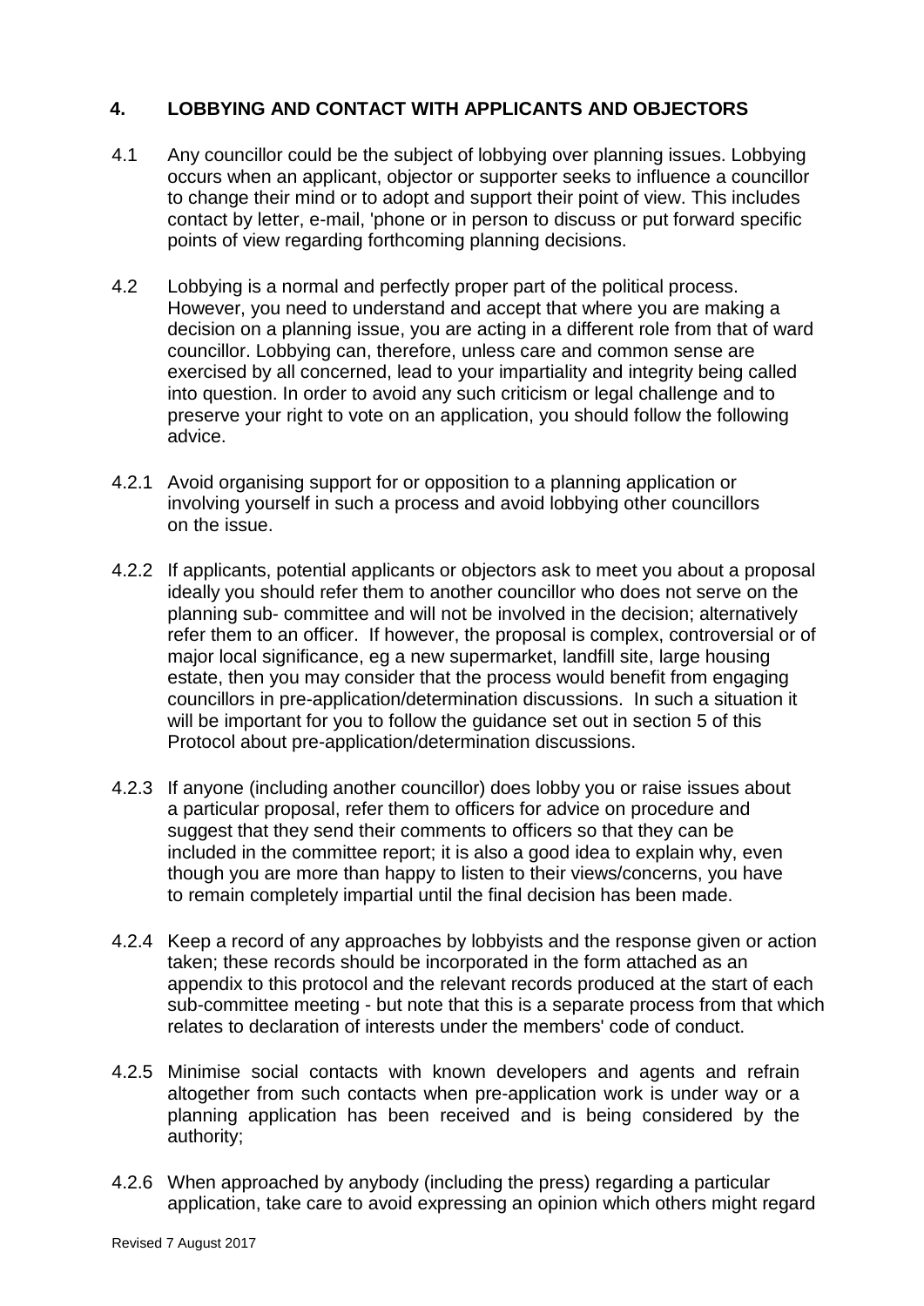## 4. LOBBYING AND CONTACT WITH APPLICANTS AND OBJECTORS

4.1 Any councillor could be the subject of lobbying over planning issues. Lobbying occurs when an applicant, objector or supporter seeks to influence a councillor to change their mind or to adopt and support their point of view. This includes contact by letter, e-mail, 'phone or in person to discuss or put forward specific points of view regarding forthcoming planning decisions.

4.2 Lobbying is a normal and perfectly proper part of the political process. However, you need to understand and accept that where you are making a decision on a planning issue, you are acting in a different role from that of ward councillor. Lobbying can, therefore, unless care and common sense are exercised by all concerned, lead to your impartiality and integrity being called into question. In order to avoid any such criticism or legal challenge and to preserve your right to vote on an application, you should follow the following advice.

4.2.1 Avoid organising support for or opposition to a planning application or involving yourself in such a process and avoid lobbying other councillors on the issue.

4.2.2 If applicants, potential applicants or objectors ask to meet you about a proposal ideally you should refer them to another councillor who does not serve on the planning sub- committee and will not be involved in the decision; alternatively refer them to an officer. If however, the proposal is complex, controversial or of major local significance, eg a new supermarket, landfill site, large housing estate, then you may consider that the process would benefit from engaging councillors in pre-application/determination discussions. In such a situation it will be important for you to follow the guidance set out in section 5 of this Protocol about pre-application/determination discussions.

4.2.3 If anyone (including another councillor) does lobby you or raise issues about a particular proposal, refer them to officers for advice on procedure and suggest that they send their comments to officers so that they can be included in the committee report; it is also a good idea to explain why, even though you are more than happy to listen to their views/concerns, you have to remain completely impartial until the final decision has been made.

4.2.4 Keep a record of any approaches by lobbyists and the response given or action taken; these records should be incorporated in the form attached as an appendix to this protocol and the relevant records produced at the start of each sub-committee meeting - but note that this is a separate process from that which relates to declaration of interests under the members' code of conduct.

4.2.5 Minimise social contacts with known developers and agents and refrain altogether from such contacts when pre-application work is under way or a planning application has been received and is being considered by the authority;

4.2.6 When approached by anybody (including the press) regarding a particular application, take care to avoid expressing an opinion which others might regard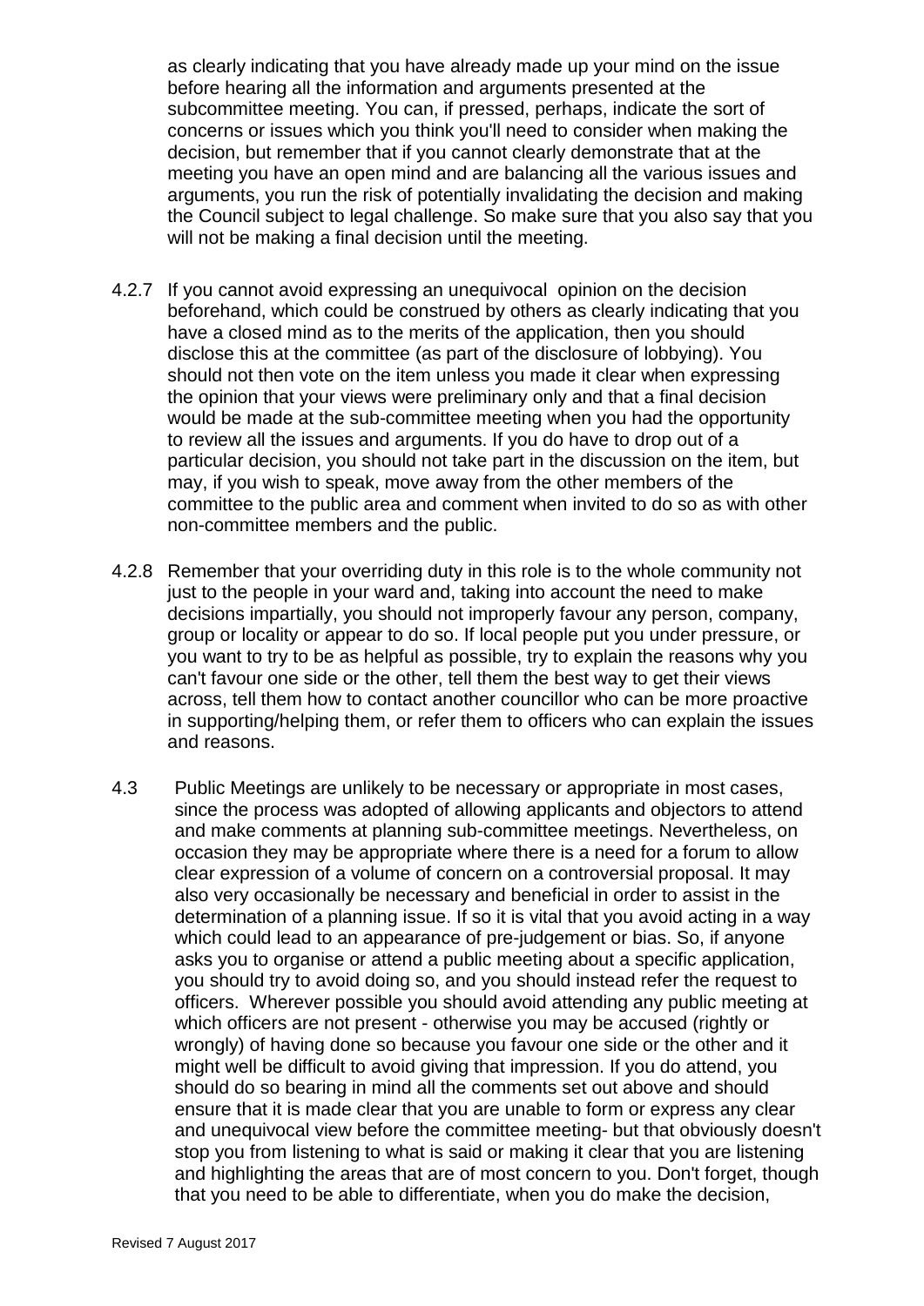as clearly indicating that you have already made up your mind on the issue before hearing all the information and arguments presented at the subcommittee meeting. You can, if pressed, perhaps, indicate the sort of concerns or issues which you think you'll need to consider when making the decision, but remember that if you cannot clearly demonstrate that at the meeting you have an open mind and are balancing all the various issues and arguments, you run the risk of potentially invalidating the decision and making the Council subject to legal challenge. So make sure that you also say that you will not be making a final decision until the meeting.

4.2.7 If you cannot avoid expressing an unequivocal opinion on the decision beforehand, which could be construed by others as clearly indicating that you have a closed mind as to the merits of the application, then you should disclose this at the committee (as part of the disclosure of lobbying). You should not then vote on the item unless you made it clear when expressing the opinion that your views were preliminary only and that a final decision would be made at the sub-committee meeting when you had the opportunity to review all the issues and arguments. If you do have to drop out of a particular decision, you should not take part in the discussion on the item, but may, if you wish to speak, move away from the other members of the committee to the public area and comment when invited to do so as with other non-committee members and the public.

4.2.8 Remember that your overriding duty in this role is to the whole community not just to the people in your ward and, taking into account the need to make decisions impartially, you should not improperly favour any person, company, group or locality or appear to do so. If local people put you under pressure, or you want to try to be as helpful as possible, try to explain the reasons why you can't favour one side or the other, tell them the best way to get their views across, tell them how to contact another councillor who can be more proactive in supporting/helping them, or refer them to officers who can explain the issues and reasons.

4.3 Public Meetings are unlikely to be necessary or appropriate in most cases, since the process was adopted of allowing applicants and objectors to attend and make comments at planning sub-committee meetings. Nevertheless, on occasion they may be appropriate where there is a need for a forum to allow clear expression of a volume of concern on a controversial proposal. It may also very occasionally be necessary and beneficial in order to assist in the determination of a planning issue. If so it is vital that you avoid acting in a way which could lead to an appearance of pre-judgement or bias. So, if anyone asks you to organise or attend a public meeting about a specific application, you should try to avoid doing so, and you should instead refer the request to officers. Wherever possible you should avoid attending any public meeting at which officers are not present - otherwise you may be accused (rightly or wrongly) of having done so because you favour one side or the other and it might well be difficult to avoid giving that impression. If you do attend, you should do so bearing in mind all the comments set out above and should ensure that it is made clear that you are unable to form or express any clear and unequivocal view before the committee meeting- but that obviously doesn't stop you from listening to what is said or making it clear that you are listening and highlighting the areas that are of most concern to you. Don't forget, though that you need to be able to differentiate, when you do make the decision,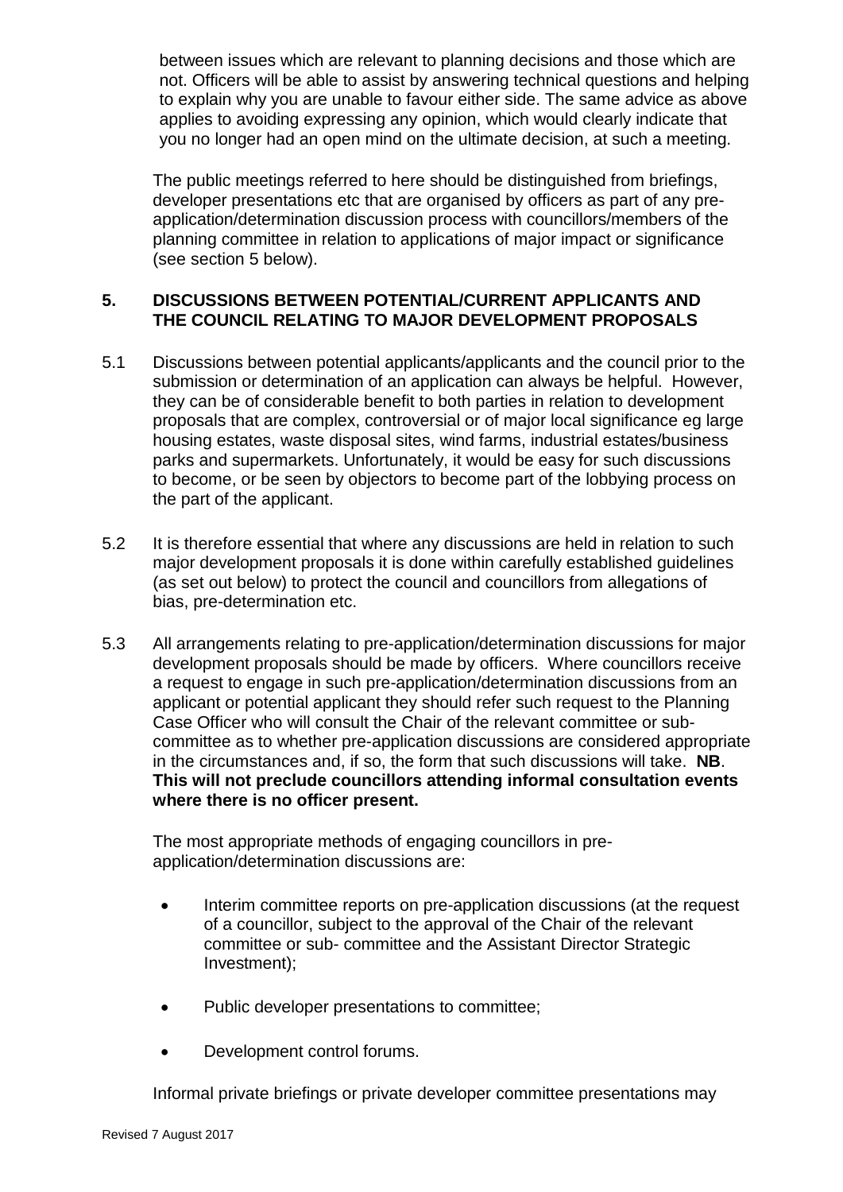between issues which are relevant to planning decisions and those which are not. Officers will be able to assist by answering technical questions and helping to explain why you are unable to favour either side. The same advice as above applies to avoiding expressing any opinion, which would clearly indicate that you no longer had an open mind on the ultimate decision, at such a meeting.

The public meetings referred to here should be distinguished from briefings, developer presentations etc that are organised by officers as part of any pre-application/determination discussion process with councillors/members of the planning committee in relation to applications of major impact or significance (see section 5 below).

## 5. DISCUSSIONS BETWEEN POTENTIAL/CURRENT APPLICANTS AND THE COUNCIL RELATING TO MAJOR DEVELOPMENT PROPOSALS

5.1 Discussions between potential applicants/applicants and the council prior to the submission or determination of an application can always be helpful. However, they can be of considerable benefit to both parties in relation to development proposals that are complex, controversial or of major local significance eg large housing estates, waste disposal sites, wind farms, industrial estates/business parks and supermarkets. Unfortunately, it would be easy for such discussions to become, or be seen by objectors to become part of the lobbying process on the part of the applicant.

5.2 It is therefore essential that where any discussions are held in relation to such major development proposals it is done within carefully established guidelines (as set out below) to protect the council and councillors from allegations of bias, pre-determination etc.

5.3 All arrangements relating to pre-application/determination discussions for major development proposals should be made by officers. Where councillors receive a request to engage in such pre-application/determination discussions from an applicant or potential applicant they should refer such request to the Planning Case Officer who will consult the Chair of the relevant committee or sub-committee as to whether pre-application discussions are considered appropriate in the circumstances and, if so, the form that such discussions will take. **NB**. **This will not preclude councillors attending informal consultation events where there is no officer present.**

The most appropriate methods of engaging councillors in pre-application/determination discussions are:

- Interim committee reports on pre-application discussions (at the request of a councillor, subject to the approval of the Chair of the relevant committee or sub- committee and the Assistant Director Strategic Investment);
- Public developer presentations to committee;
- Development control forums.

Informal private briefings or private developer committee presentations may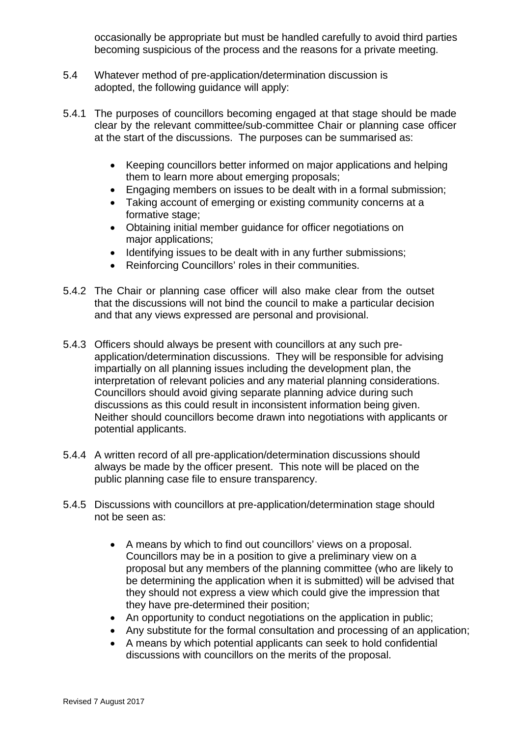occasionally be appropriate but must be handled carefully to avoid third parties becoming suspicious of the process and the reasons for a private meeting.

5.4 Whatever method of pre-application/determination discussion is adopted, the following guidance will apply:

5.4.1 The purposes of councillors becoming engaged at that stage should be made clear by the relevant committee/sub-committee Chair or planning case officer at the start of the discussions. The purposes can be summarised as:

- Keeping councillors better informed on major applications and helping them to learn more about emerging proposals;
- Engaging members on issues to be dealt with in a formal submission;
- Taking account of emerging or existing community concerns at a formative stage;
- Obtaining initial member guidance for officer negotiations on major applications;
- Identifying issues to be dealt with in any further submissions;
- Reinforcing Councillors' roles in their communities.

5.4.2 The Chair or planning case officer will also make clear from the outset that the discussions will not bind the council to make a particular decision and that any views expressed are personal and provisional.

5.4.3 Officers should always be present with councillors at any such pre-application/determination discussions. They will be responsible for advising impartially on all planning issues including the development plan, the interpretation of relevant policies and any material planning considerations. Councillors should avoid giving separate planning advice during such discussions as this could result in inconsistent information being given. Neither should councillors become drawn into negotiations with applicants or potential applicants.

5.4.4 A written record of all pre-application/determination discussions should always be made by the officer present. This note will be placed on the public planning case file to ensure transparency.

5.4.5 Discussions with councillors at pre-application/determination stage should not be seen as:

- A means by which to find out councillors' views on a proposal. Councillors may be in a position to give a preliminary view on a proposal but any members of the planning committee (who are likely to be determining the application when it is submitted) will be advised that they should not express a view which could give the impression that they have pre-determined their position;
- An opportunity to conduct negotiations on the application in public;
- Any substitute for the formal consultation and processing of an application;
- A means by which potential applicants can seek to hold confidential discussions with councillors on the merits of the proposal.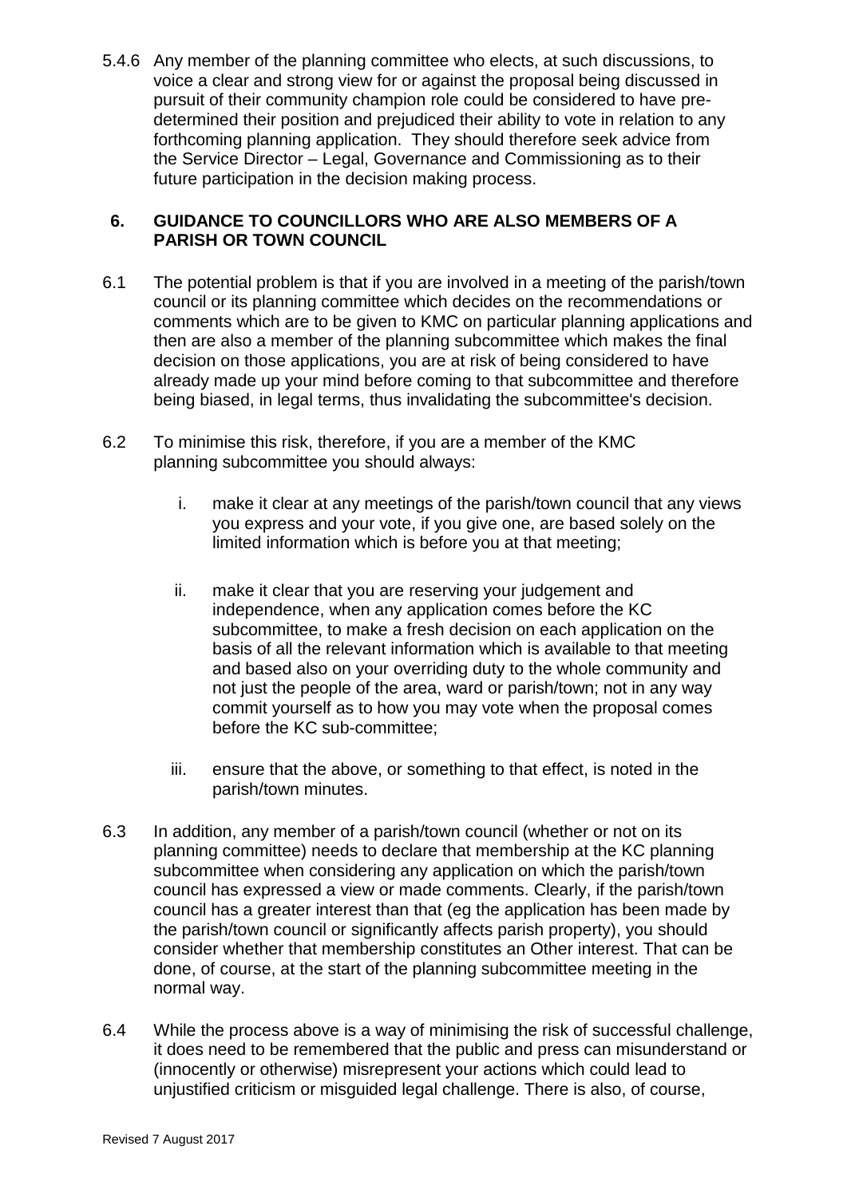5.4.6 Any member of the planning committee who elects, at such discussions, to voice a clear and strong view for or against the proposal being discussed in pursuit of their community champion role could be considered to have pre-determined their position and prejudiced their ability to vote in relation to any forthcoming planning application. They should therefore seek advice from the Service Director – Legal, Governance and Commissioning as to their future participation in the decision making process.

## 6. GUIDANCE TO COUNCILLORS WHO ARE ALSO MEMBERS OF A PARISH OR TOWN COUNCIL

6.1 The potential problem is that if you are involved in a meeting of the parish/town council or its planning committee which decides on the recommendations or comments which are to be given to KMC on particular planning applications and then are also a member of the planning subcommittee which makes the final decision on those applications, you are at risk of being considered to have already made up your mind before coming to that subcommittee and therefore being biased, in legal terms, thus invalidating the subcommittee's decision.

6.2 To minimise this risk, therefore, if you are a member of the KMC planning subcommittee you should always:

i. make it clear at any meetings of the parish/town council that any views you express and your vote, if you give one, are based solely on the limited information which is before you at that meeting;

ii. make it clear that you are reserving your judgement and independence, when any application comes before the KC subcommittee, to make a fresh decision on each application on the basis of all the relevant information which is available to that meeting and based also on your overriding duty to the whole community and not just the people of the area, ward or parish/town; not in any way commit yourself as to how you may vote when the proposal comes before the KC sub-committee;

iii. ensure that the above, or something to that effect, is noted in the parish/town minutes.

6.3 In addition, any member of a parish/town council (whether or not on its planning committee) needs to declare that membership at the KC planning subcommittee when considering any application on which the parish/town council has expressed a view or made comments. Clearly, if the parish/town council has a greater interest than that (eg the application has been made by the parish/town council or significantly affects parish property), you should consider whether that membership constitutes an Other interest. That can be done, of course, at the start of the planning subcommittee meeting in the normal way.

6.4 While the process above is a way of minimising the risk of successful challenge, it does need to be remembered that the public and press can misunderstand or (innocently or otherwise) misrepresent your actions which could lead to unjustified criticism or misguided legal challenge. There is also, of course,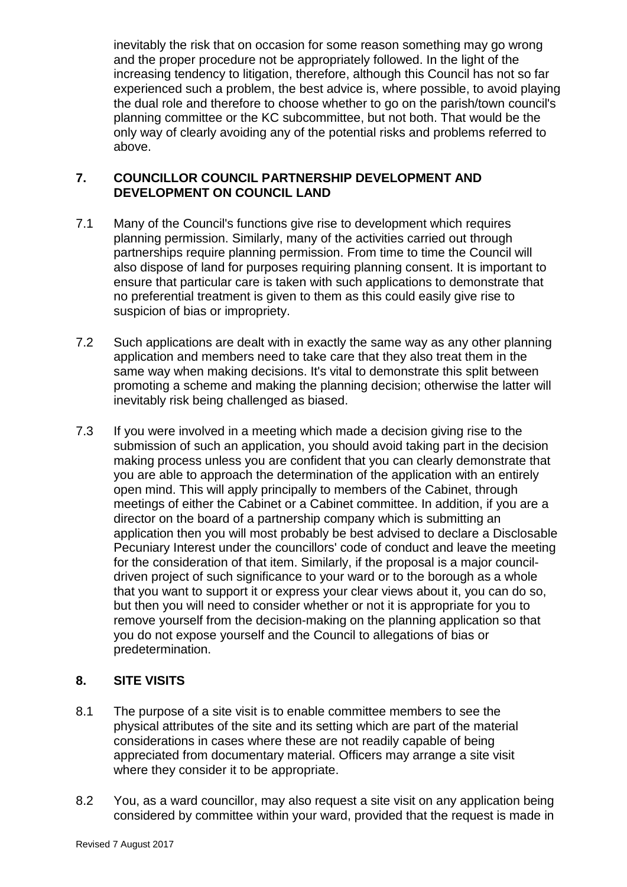inevitably the risk that on occasion for some reason something may go wrong and the proper procedure not be appropriately followed. In the light of the increasing tendency to litigation, therefore, although this Council has not so far experienced such a problem, the best advice is, where possible, to avoid playing the dual role and therefore to choose whether to go on the parish/town council's planning committee or the KC subcommittee, but not both. That would be the only way of clearly avoiding any of the potential risks and problems referred to above.

## 7. COUNCILLOR COUNCIL PARTNERSHIP DEVELOPMENT AND DEVELOPMENT ON COUNCIL LAND

7.1 Many of the Council's functions give rise to development which requires planning permission. Similarly, many of the activities carried out through partnerships require planning permission. From time to time the Council will also dispose of land for purposes requiring planning consent. It is important to ensure that particular care is taken with such applications to demonstrate that no preferential treatment is given to them as this could easily give rise to suspicion of bias or impropriety.

7.2 Such applications are dealt with in exactly the same way as any other planning application and members need to take care that they also treat them in the same way when making decisions. It's vital to demonstrate this split between promoting a scheme and making the planning decision; otherwise the latter will inevitably risk being challenged as biased.

7.3 If you were involved in a meeting which made a decision giving rise to the submission of such an application, you should avoid taking part in the decision making process unless you are confident that you can clearly demonstrate that you are able to approach the determination of the application with an entirely open mind. This will apply principally to members of the Cabinet, through meetings of either the Cabinet or a Cabinet committee. In addition, if you are a director on the board of a partnership company which is submitting an application then you will most probably be best advised to declare a Disclosable Pecuniary Interest under the councillors' code of conduct and leave the meeting for the consideration of that item. Similarly, if the proposal is a major council-driven project of such significance to your ward or to the borough as a whole that you want to support it or express your clear views about it, you can do so, but then you will need to consider whether or not it is appropriate for you to remove yourself from the decision-making on the planning application so that you do not expose yourself and the Council to allegations of bias or predetermination.

## 8. SITE VISITS

8.1 The purpose of a site visit is to enable committee members to see the physical attributes of the site and its setting which are part of the material considerations in cases where these are not readily capable of being appreciated from documentary material. Officers may arrange a site visit where they consider it to be appropriate.

8.2 You, as a ward councillor, may also request a site visit on any application being considered by committee within your ward, provided that the request is made in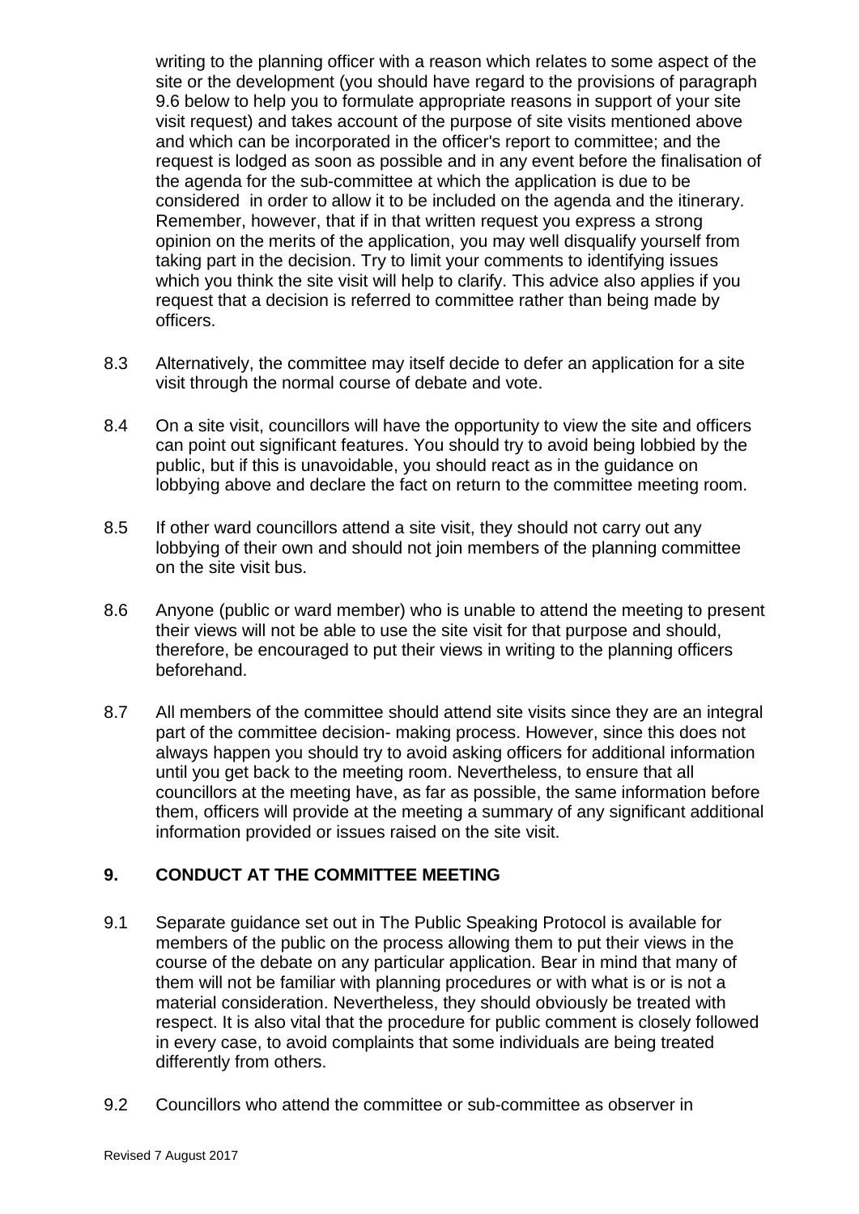writing to the planning officer with a reason which relates to some aspect of the site or the development (you should have regard to the provisions of paragraph 9.6 below to help you to formulate appropriate reasons in support of your site visit request) and takes account of the purpose of site visits mentioned above and which can be incorporated in the officer's report to committee; and the request is lodged as soon as possible and in any event before the finalisation of the agenda for the sub-committee at which the application is due to be considered in order to allow it to be included on the agenda and the itinerary. Remember, however, that if in that written request you express a strong opinion on the merits of the application, you may well disqualify yourself from taking part in the decision. Try to limit your comments to identifying issues which you think the site visit will help to clarify. This advice also applies if you request that a decision is referred to committee rather than being made by officers.

8.3 Alternatively, the committee may itself decide to defer an application for a site visit through the normal course of debate and vote.

8.4 On a site visit, councillors will have the opportunity to view the site and officers can point out significant features. You should try to avoid being lobbied by the public, but if this is unavoidable, you should react as in the guidance on lobbying above and declare the fact on return to the committee meeting room.

8.5 If other ward councillors attend a site visit, they should not carry out any lobbying of their own and should not join members of the planning committee on the site visit bus.

8.6 Anyone (public or ward member) who is unable to attend the meeting to present their views will not be able to use the site visit for that purpose and should, therefore, be encouraged to put their views in writing to the planning officers beforehand.

8.7 All members of the committee should attend site visits since they are an integral part of the committee decision- making process. However, since this does not always happen you should try to avoid asking officers for additional information until you get back to the meeting room. Nevertheless, to ensure that all councillors at the meeting have, as far as possible, the same information before them, officers will provide at the meeting a summary of any significant additional information provided or issues raised on the site visit.

## 9. CONDUCT AT THE COMMITTEE MEETING

9.1 Separate guidance set out in The Public Speaking Protocol is available for members of the public on the process allowing them to put their views in the course of the debate on any particular application. Bear in mind that many of them will not be familiar with planning procedures or with what is or is not a material consideration. Nevertheless, they should obviously be treated with respect. It is also vital that the procedure for public comment is closely followed in every case, to avoid complaints that some individuals are being treated differently from others.

9.2 Councillors who attend the committee or sub-committee as observer in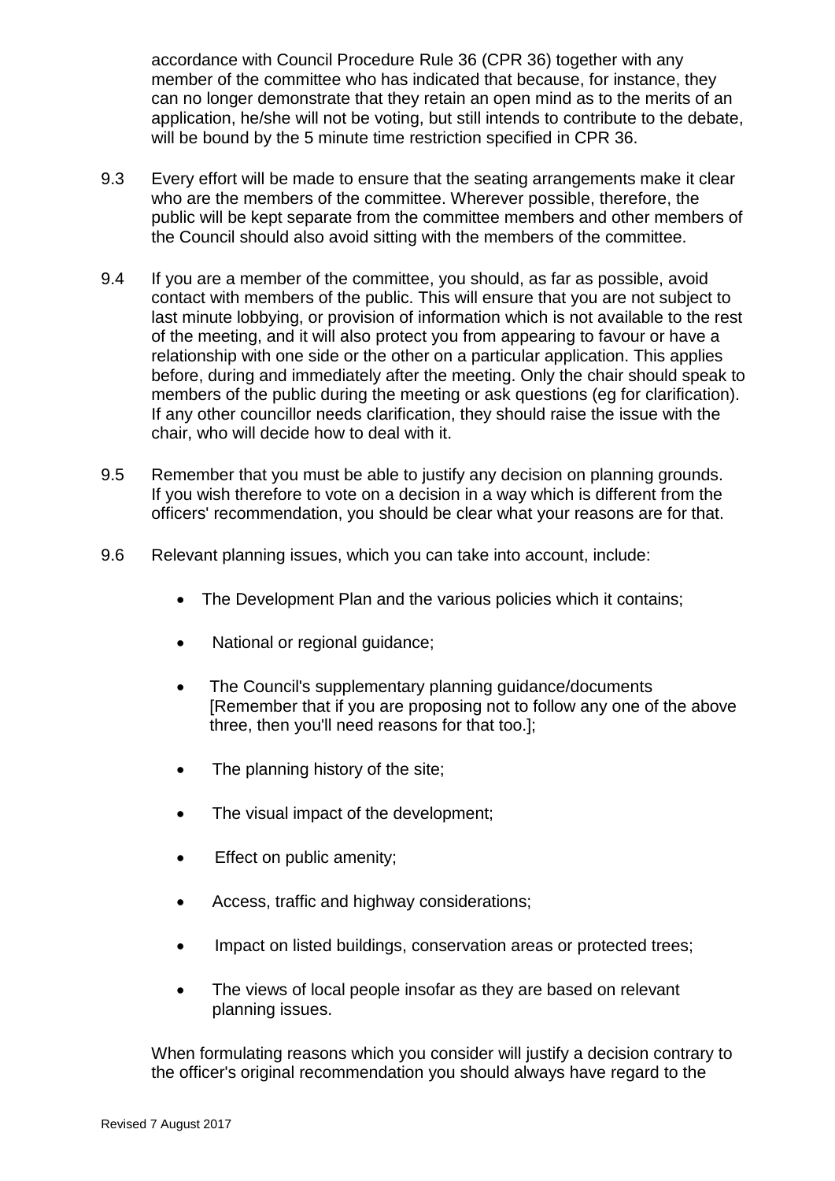accordance with Council Procedure Rule 36 (CPR 36) together with any member of the committee who has indicated that because, for instance, they can no longer demonstrate that they retain an open mind as to the merits of an application, he/she will not be voting, but still intends to contribute to the debate, will be bound by the 5 minute time restriction specified in CPR 36.

9.3 Every effort will be made to ensure that the seating arrangements make it clear who are the members of the committee. Wherever possible, therefore, the public will be kept separate from the committee members and other members of the Council should also avoid sitting with the members of the committee.

9.4 If you are a member of the committee, you should, as far as possible, avoid contact with members of the public. This will ensure that you are not subject to last minute lobbying, or provision of information which is not available to the rest of the meeting, and it will also protect you from appearing to favour or have a relationship with one side or the other on a particular application. This applies before, during and immediately after the meeting. Only the chair should speak to members of the public during the meeting or ask questions (eg for clarification). If any other councillor needs clarification, they should raise the issue with the chair, who will decide how to deal with it.

9.5 Remember that you must be able to justify any decision on planning grounds. If you wish therefore to vote on a decision in a way which is different from the officers' recommendation, you should be clear what your reasons are for that.

9.6 Relevant planning issues, which you can take into account, include:

- The Development Plan and the various policies which it contains;
- National or regional guidance;
- The Council's supplementary planning guidance/documents [Remember that if you are proposing not to follow any one of the above three, then you'll need reasons for that too.];
- The planning history of the site;
- The visual impact of the development;
- Effect on public amenity;
- Access, traffic and highway considerations;
- Impact on listed buildings, conservation areas or protected trees;
- The views of local people insofar as they are based on relevant planning issues.

When formulating reasons which you consider will justify a decision contrary to the officer's original recommendation you should always have regard to the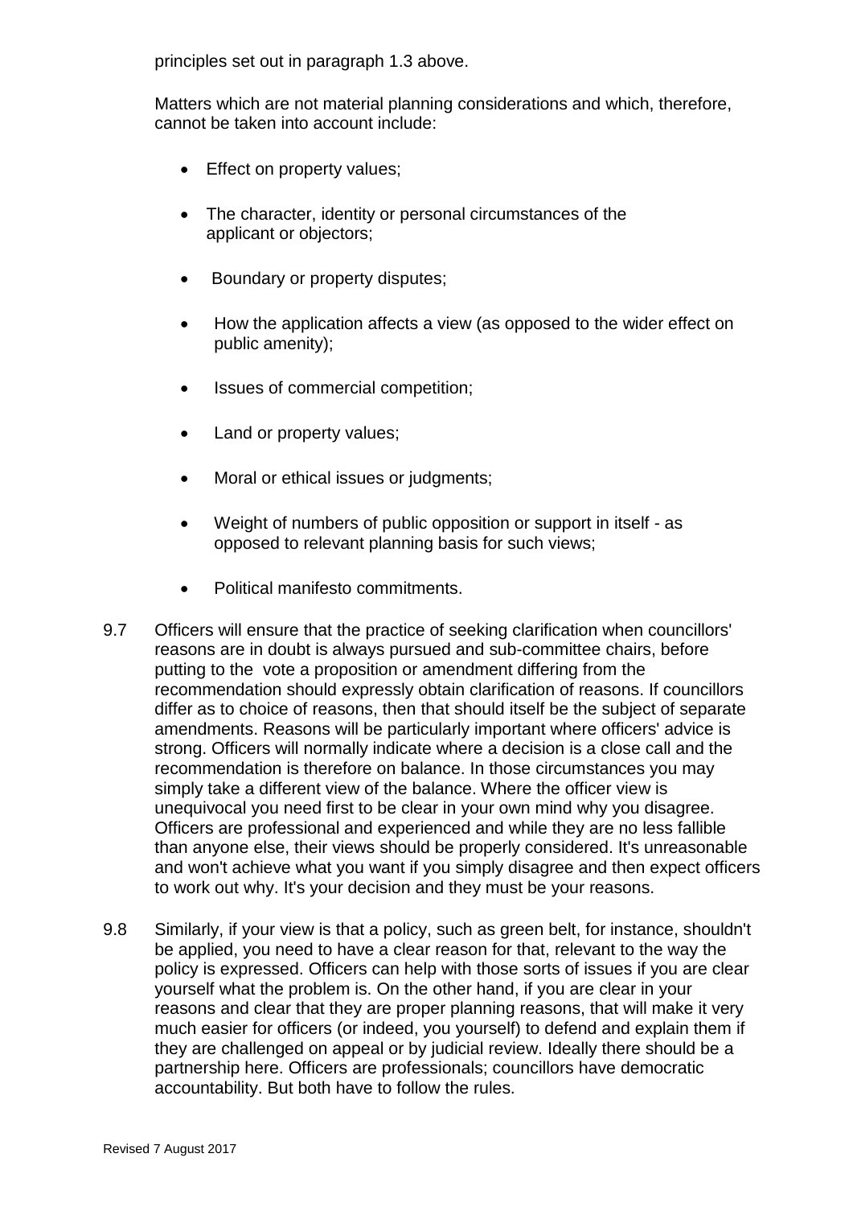principles set out in paragraph 1.3 above.

Matters which are not material planning considerations and which, therefore, cannot be taken into account include:

- Effect on property values;
- The character, identity or personal circumstances of the applicant or objectors;
- Boundary or property disputes;
- How the application affects a view (as opposed to the wider effect on public amenity);
- Issues of commercial competition;
- Land or property values;
- Moral or ethical issues or judgments;
- Weight of numbers of public opposition or support in itself - as opposed to relevant planning basis for such views;
- Political manifesto commitments.

9.7 Officers will ensure that the practice of seeking clarification when councillors' reasons are in doubt is always pursued and sub-committee chairs, before putting to the vote a proposition or amendment differing from the recommendation should expressly obtain clarification of reasons. If councillors differ as to choice of reasons, then that should itself be the subject of separate amendments. Reasons will be particularly important where officers' advice is strong. Officers will normally indicate where a decision is a close call and the recommendation is therefore on balance. In those circumstances you may simply take a different view of the balance. Where the officer view is unequivocal you need first to be clear in your own mind why you disagree. Officers are professional and experienced and while they are no less fallible than anyone else, their views should be properly considered. It's unreasonable and won't achieve what you want if you simply disagree and then expect officers to work out why. It's your decision and they must be your reasons.

9.8 Similarly, if your view is that a policy, such as green belt, for instance, shouldn't be applied, you need to have a clear reason for that, relevant to the way the policy is expressed. Officers can help with those sorts of issues if you are clear yourself what the problem is. On the other hand, if you are clear in your reasons and clear that they are proper planning reasons, that will make it very much easier for officers (or indeed, you yourself) to defend and explain them if they are challenged on appeal or by judicial review. Ideally there should be a partnership here. Officers are professionals; councillors have democratic accountability. But both have to follow the rules.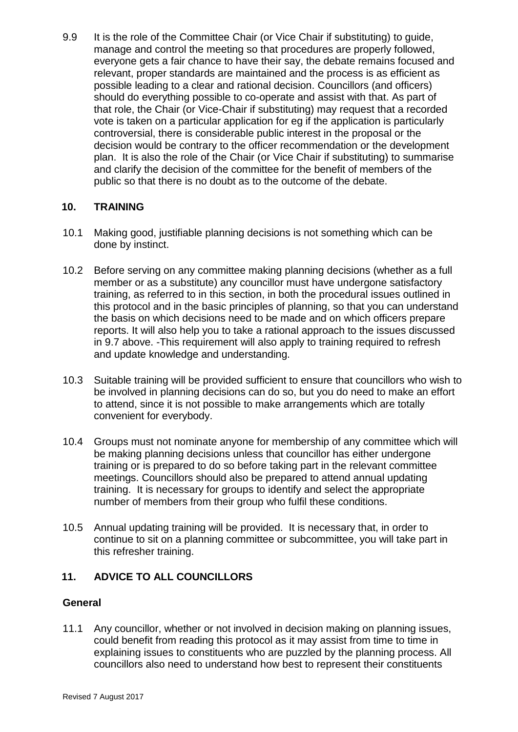9.9 It is the role of the Committee Chair (or Vice Chair if substituting) to guide, manage and control the meeting so that procedures are properly followed, everyone gets a fair chance to have their say, the debate remains focused and relevant, proper standards are maintained and the process is as efficient as possible leading to a clear and rational decision. Councillors (and officers) should do everything possible to co-operate and assist with that. As part of that role, the Chair (or Vice-Chair if substituting) may request that a recorded vote is taken on a particular application for eg if the application is particularly controversial, there is considerable public interest in the proposal or the decision would be contrary to the officer recommendation or the development plan. It is also the role of the Chair (or Vice Chair if substituting) to summarise and clarify the decision of the committee for the benefit of members of the public so that there is no doubt as to the outcome of the debate.

## 10. TRAINING

10.1 Making good, justifiable planning decisions is not something which can be done by instinct.

10.2 Before serving on any committee making planning decisions (whether as a full member or as a substitute) any councillor must have undergone satisfactory training, as referred to in this section, in both the procedural issues outlined in this protocol and in the basic principles of planning, so that you can understand the basis on which decisions need to be made and on which officers prepare reports. It will also help you to take a rational approach to the issues discussed in 9.7 above. -This requirement will also apply to training required to refresh and update knowledge and understanding.

10.3 Suitable training will be provided sufficient to ensure that councillors who wish to be involved in planning decisions can do so, but you do need to make an effort to attend, since it is not possible to make arrangements which are totally convenient for everybody.

10.4 Groups must not nominate anyone for membership of any committee which will be making planning decisions unless that councillor has either undergone training or is prepared to do so before taking part in the relevant committee meetings. Councillors should also be prepared to attend annual updating training. It is necessary for groups to identify and select the appropriate number of members from their group who fulfil these conditions.

10.5 Annual updating training will be provided. It is necessary that, in order to continue to sit on a planning committee or subcommittee, you will take part in this refresher training.

## 11. ADVICE TO ALL COUNCILLORS

### General

11.1 Any councillor, whether or not involved in decision making on planning issues, could benefit from reading this protocol as it may assist from time to time in explaining issues to constituents who are puzzled by the planning process. All councillors also need to understand how best to represent their constituents

Revised 7 August 2017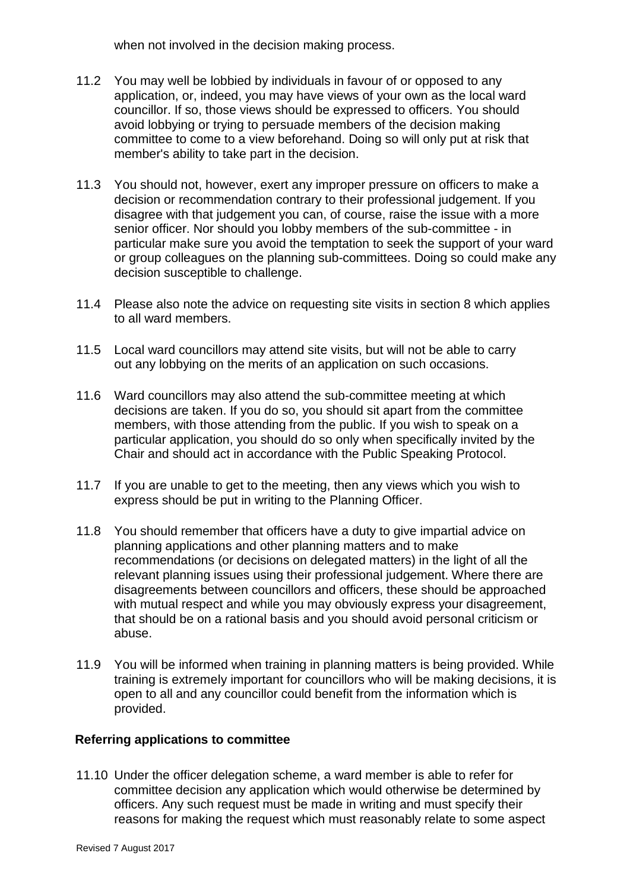when not involved in the decision making process.

11.2 You may well be lobbied by individuals in favour of or opposed to any application, or, indeed, you may have views of your own as the local ward councillor. If so, those views should be expressed to officers. You should avoid lobbying or trying to persuade members of the decision making committee to come to a view beforehand. Doing so will only put at risk that member's ability to take part in the decision.

11.3 You should not, however, exert any improper pressure on officers to make a decision or recommendation contrary to their professional judgement. If you disagree with that judgement you can, of course, raise the issue with a more senior officer. Nor should you lobby members of the sub-committee - in particular make sure you avoid the temptation to seek the support of your ward or group colleagues on the planning sub-committees. Doing so could make any decision susceptible to challenge.

11.4 Please also note the advice on requesting site visits in section 8 which applies to all ward members.

11.5 Local ward councillors may attend site visits, but will not be able to carry out any lobbying on the merits of an application on such occasions.

11.6 Ward councillors may also attend the sub-committee meeting at which decisions are taken. If you do so, you should sit apart from the committee members, with those attending from the public. If you wish to speak on a particular application, you should do so only when specifically invited by the Chair and should act in accordance with the Public Speaking Protocol.

11.7 If you are unable to get to the meeting, then any views which you wish to express should be put in writing to the Planning Officer.

11.8 You should remember that officers have a duty to give impartial advice on planning applications and other planning matters and to make recommendations (or decisions on delegated matters) in the light of all the relevant planning issues using their professional judgement. Where there are disagreements between councillors and officers, these should be approached with mutual respect and while you may obviously express your disagreement, that should be on a rational basis and you should avoid personal criticism or abuse.

11.9 You will be informed when training in planning matters is being provided. While training is extremely important for councillors who will be making decisions, it is open to all and any councillor could benefit from the information which is provided.

**Referring applications to committee**

11.10 Under the officer delegation scheme, a ward member is able to refer for committee decision any application which would otherwise be determined by officers. Any such request must be made in writing and must specify their reasons for making the request which must reasonably relate to some aspect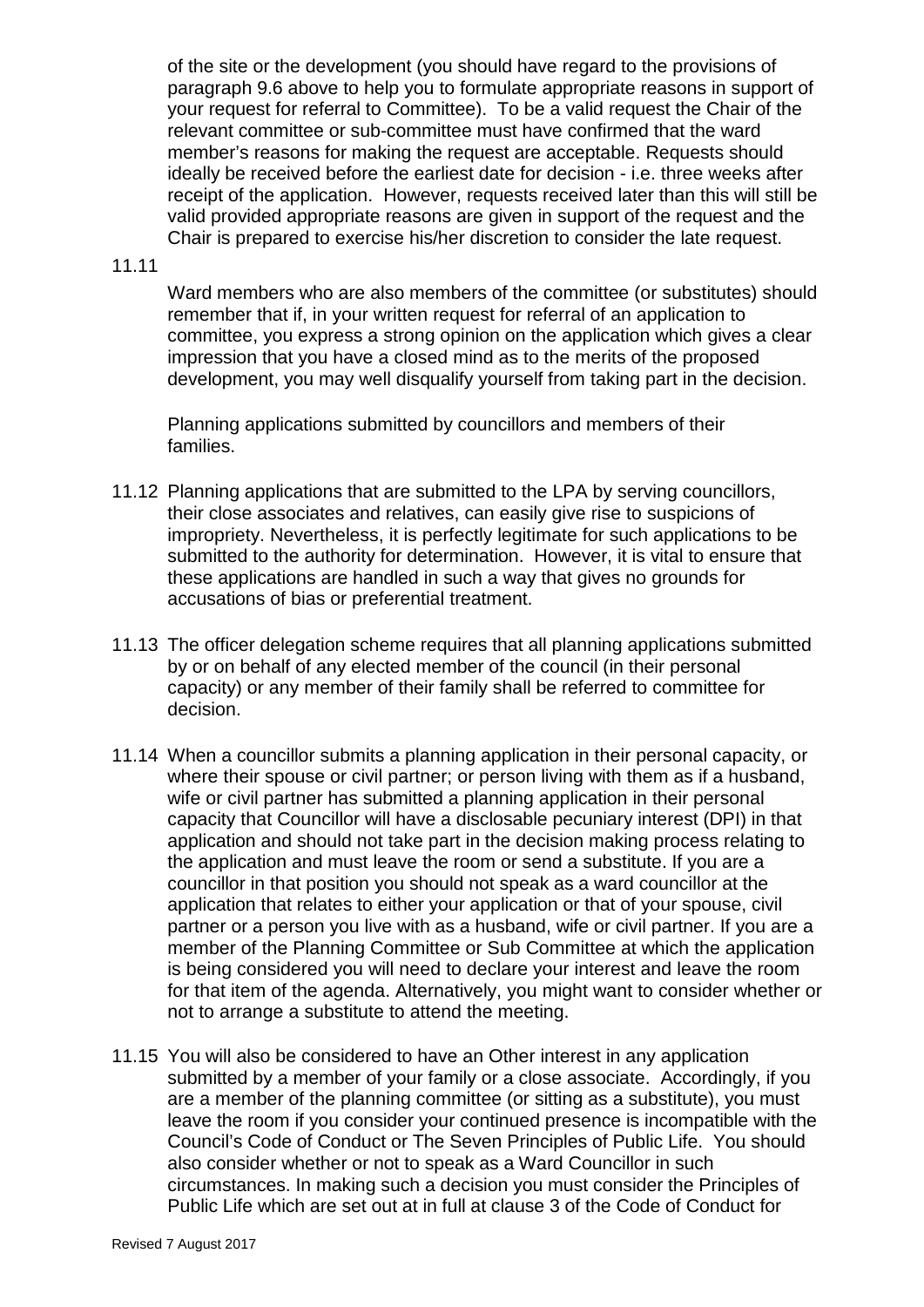of the site or the development (you should have regard to the provisions of paragraph 9.6 above to help you to formulate appropriate reasons in support of your request for referral to Committee). To be a valid request the Chair of the relevant committee or sub-committee must have confirmed that the ward member's reasons for making the request are acceptable. Requests should ideally be received before the earliest date for decision - i.e. three weeks after receipt of the application. However, requests received later than this will still be valid provided appropriate reasons are given in support of the request and the Chair is prepared to exercise his/her discretion to consider the late request.

11.11

Ward members who are also members of the committee (or substitutes) should remember that if, in your written request for referral of an application to committee, you express a strong opinion on the application which gives a clear impression that you have a closed mind as to the merits of the proposed development, you may well disqualify yourself from taking part in the decision.

Planning applications submitted by councillors and members of their families.

11.12 Planning applications that are submitted to the LPA by serving councillors, their close associates and relatives, can easily give rise to suspicions of impropriety. Nevertheless, it is perfectly legitimate for such applications to be submitted to the authority for determination. However, it is vital to ensure that these applications are handled in such a way that gives no grounds for accusations of bias or preferential treatment.

11.13 The officer delegation scheme requires that all planning applications submitted by or on behalf of any elected member of the council (in their personal capacity) or any member of their family shall be referred to committee for decision.

11.14 When a councillor submits a planning application in their personal capacity, or where their spouse or civil partner; or person living with them as if a husband, wife or civil partner has submitted a planning application in their personal capacity that Councillor will have a disclosable pecuniary interest (DPI) in that application and should not take part in the decision making process relating to the application and must leave the room or send a substitute. If you are a councillor in that position you should not speak as a ward councillor at the application that relates to either your application or that of your spouse, civil partner or a person you live with as a husband, wife or civil partner. If you are a member of the Planning Committee or Sub Committee at which the application is being considered you will need to declare your interest and leave the room for that item of the agenda. Alternatively, you might want to consider whether or not to arrange a substitute to attend the meeting.

11.15 You will also be considered to have an Other interest in any application submitted by a member of your family or a close associate. Accordingly, if you are a member of the planning committee (or sitting as a substitute), you must leave the room if you consider your continued presence is incompatible with the Council's Code of Conduct or The Seven Principles of Public Life. You should also consider whether or not to speak as a Ward Councillor in such circumstances. In making such a decision you must consider the Principles of Public Life which are set out at in full at clause 3 of the Code of Conduct for

Revised 7 August 2017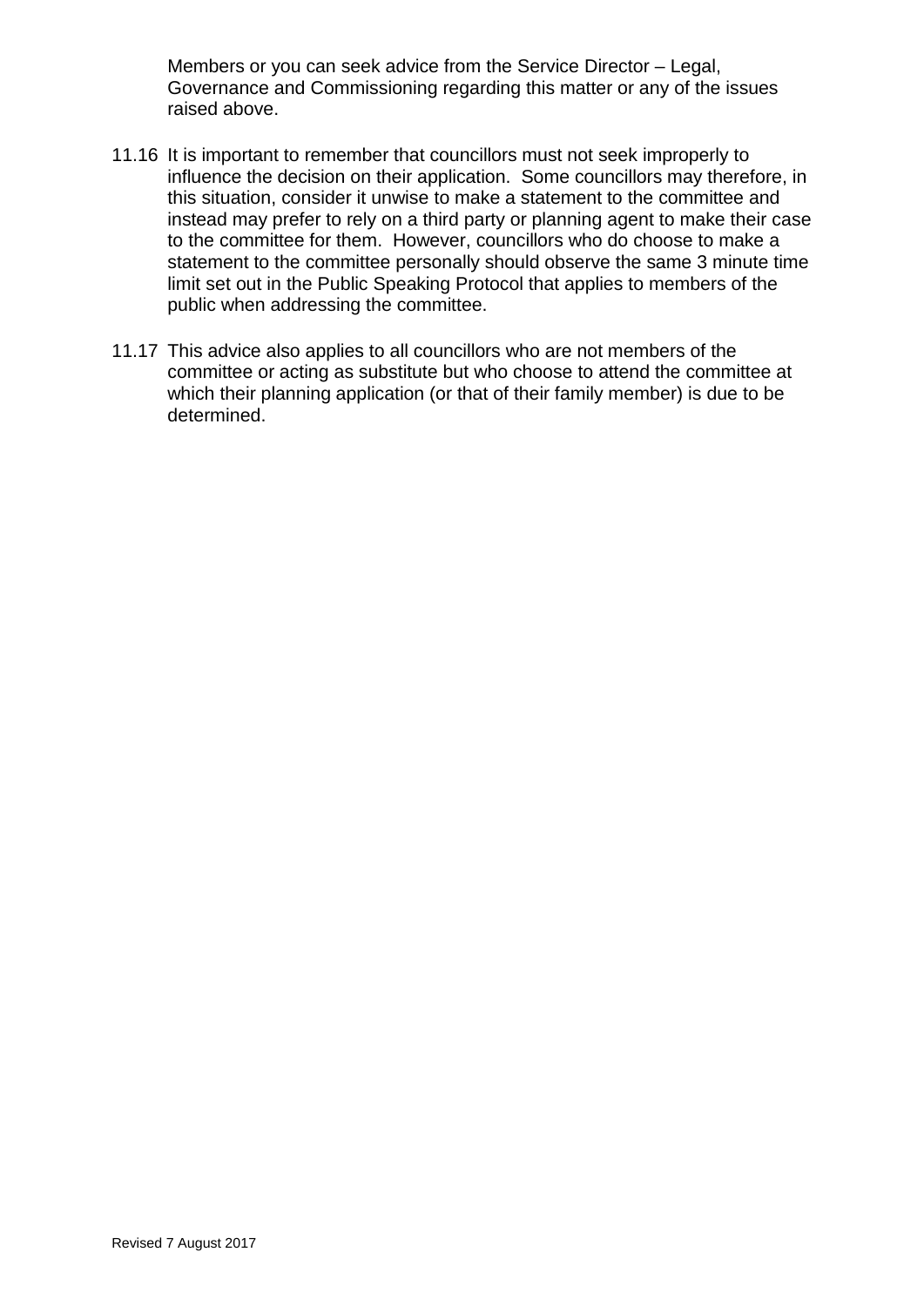Members or you can seek advice from the Service Director – Legal, Governance and Commissioning regarding this matter or any of the issues raised above.

11.16 It is important to remember that councillors must not seek improperly to influence the decision on their application. Some councillors may therefore, in this situation, consider it unwise to make a statement to the committee and instead may prefer to rely on a third party or planning agent to make their case to the committee for them. However, councillors who do choose to make a statement to the committee personally should observe the same 3 minute time limit set out in the Public Speaking Protocol that applies to members of the public when addressing the committee.

11.17 This advice also applies to all councillors who are not members of the committee or acting as substitute but who choose to attend the committee at which their planning application (or that of their family member) is due to be determined.

Revised 7 August 2017